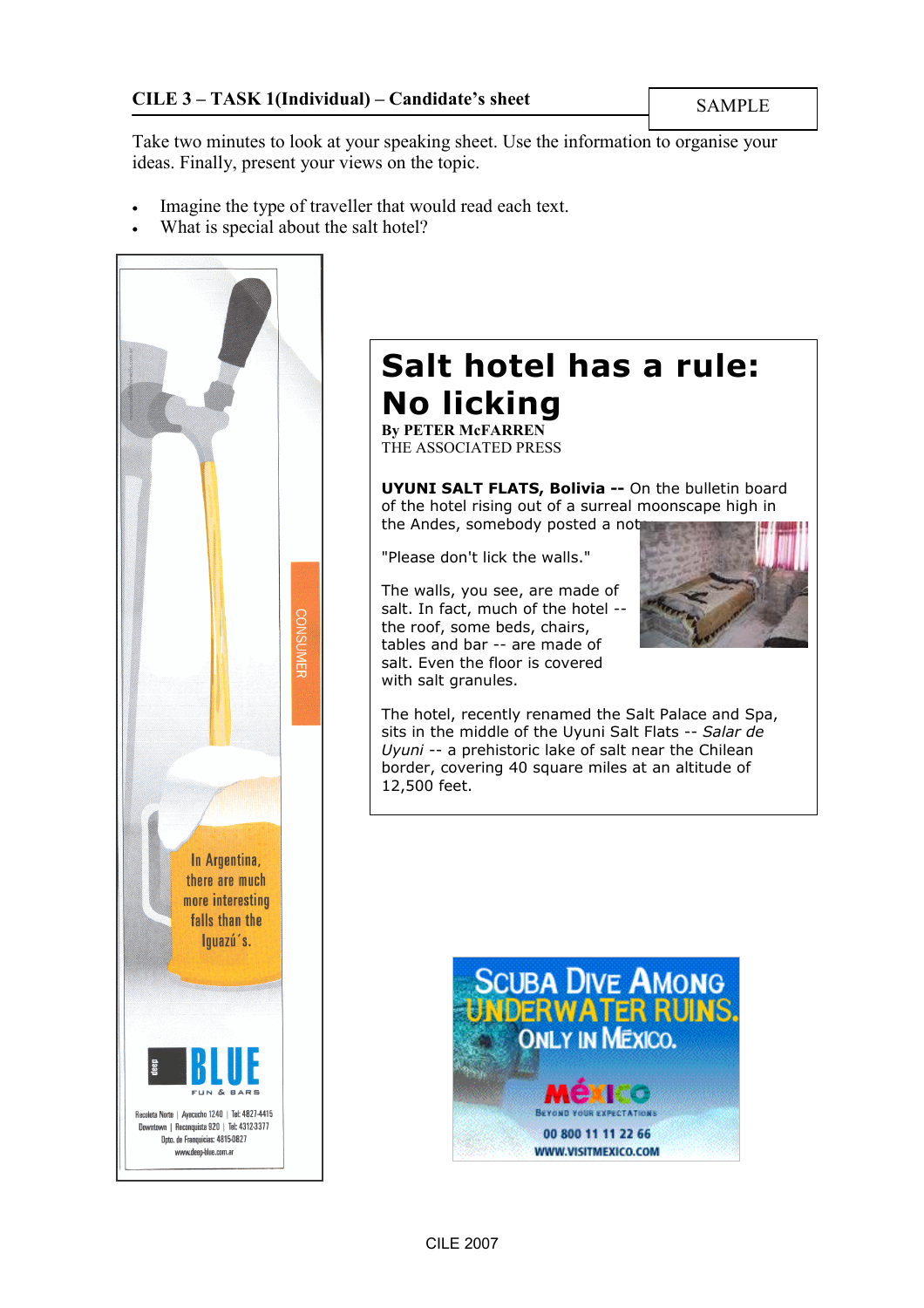**CILE 3 – TASK 1(Individual) – Candidate's sheet** | SAMPLE

Take two minutes to look at your speaking sheet. Use the information to organise your ideas. Finally, present your views on the topic.

- Imagine the type of traveller that would read each text.
- What is special about the salt hotel?

CONSUMER

In Argentina, there are much more interesting falls than the Iguazú's.

deep BLUE

FUN & BARS

Recoleta Norte | Ayacucho 1240 | Tel: 4827-4415
Downtown | Reconquista 920 | Tel: 4312-3377
Dpto. de Franquicias: 4815-0827
www.deep-blue.com.ar

# Salt hotel has a rule: No licking

**By PETER McFARREN**
THE ASSOCIATED PRESS

**UYUNI SALT FLATS, Bolivia --** On the bulletin board of the hotel rising out of a surreal moonscape high in the Andes, somebody posted a note:

"Please don't lick the walls."

The walls, you see, are made of salt. In fact, much of the hotel -- the roof, some beds, chairs, tables and bar -- are made of salt. Even the floor is covered with salt granules.

The hotel, recently renamed the Salt Palace and Spa, sits in the middle of the Uyuni Salt Flats -- *Salar de Uyuni* -- a prehistoric lake of salt near the Chilean border, covering 40 square miles at an altitude of 12,500 feet.

SCUBA DIVE AMONG UNDERWATER RUINS. ONLY IN MÉXICO.

MÉXICO
BEYOND YOUR EXPECTATIONS
00 800 11 11 22 66
WWW.VISITMEXICO.COM

CILE 2007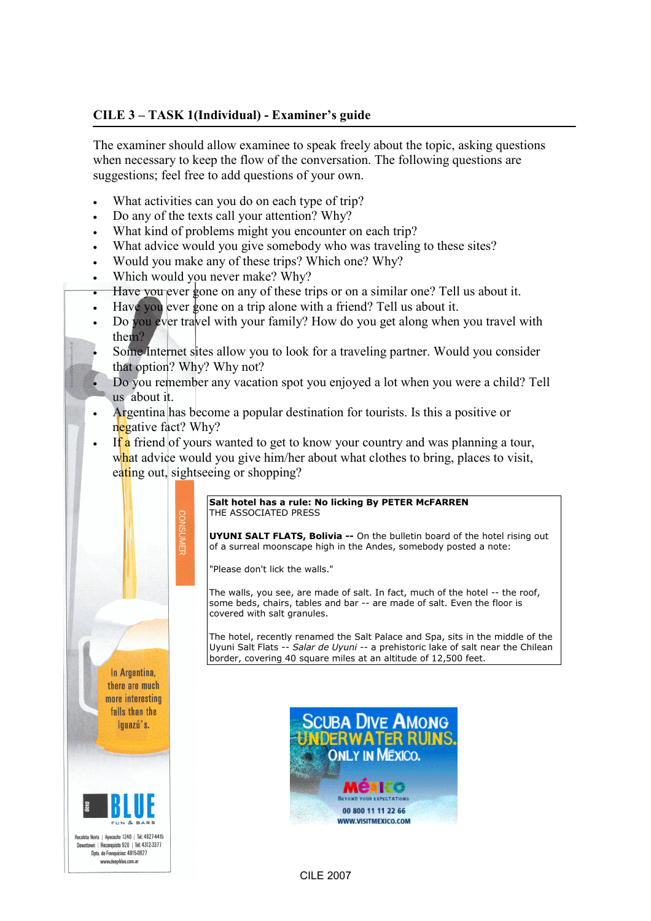## CILE 3 – TASK 1(Individual) - Examiner's guide

The examiner should allow examinee to speak freely about the topic, asking questions when necessary to keep the flow of the conversation. The following questions are suggestions; feel free to add questions of your own.

- What activities can you do on each type of trip?
- Do any of the texts call your attention? Why?
- What kind of problems might you encounter on each trip?
- What advice would you give somebody who was traveling to these sites?
- Would you make any of these trips? Which one? Why?
- Which would you never make? Why?
- Have you ever gone on any of these trips or on a similar one? Tell us about it.
- Have you ever gone on a trip alone with a friend? Tell us about it.
- Do you ever travel with your family? How do you get along when you travel with them?
- Some Internet sites allow you to look for a traveling partner. Would you consider that option? Why? Why not?
- Do you remember any vacation spot you enjoyed a lot when you were a child? Tell us about it.
- Argentina has become a popular destination for tourists. Is this a positive or negative fact? Why?
- If a friend of yours wanted to get to know your country and was planning a tour, what advice would you give him/her about what clothes to bring, places to visit, eating out, sightseeing or shopping?

In Argentina, there are much more interesting falls than the Iguazú's.

BLUE
FUN & BARS

Recoleta Norte | Ayacucho 1240 | Tel: 4827-4415
Downtown | Reconquista 920 | Tel: 4312-3377
Dpto. de Franquicias: 4815-0827
www.deepblue.com.ar

CONSUMER

**Salt hotel has a rule: No licking By PETER McFARREN**
THE ASSOCIATED PRESS

**UYUNI SALT FLATS, Bolivia --** On the bulletin board of the hotel rising out of a surreal moonscape high in the Andes, somebody posted a note:

"Please don't lick the walls."

The walls, you see, are made of salt. In fact, much of the hotel -- the roof, some beds, chairs, tables and bar -- are made of salt. Even the floor is covered with salt granules.

The hotel, recently renamed the Salt Palace and Spa, sits in the middle of the Uyuni Salt Flats -- *Salar de Uyuni* -- a prehistoric lake of salt near the Chilean border, covering 40 square miles at an altitude of 12,500 feet.

SCUBA DIVE AMONG UNDERWATER RUINS. ONLY IN MÉXICO.

MÉXICO
Beyond your expectations
00 800 11 11 22 66
WWW.VISITMEXICO.COM

CILE 2007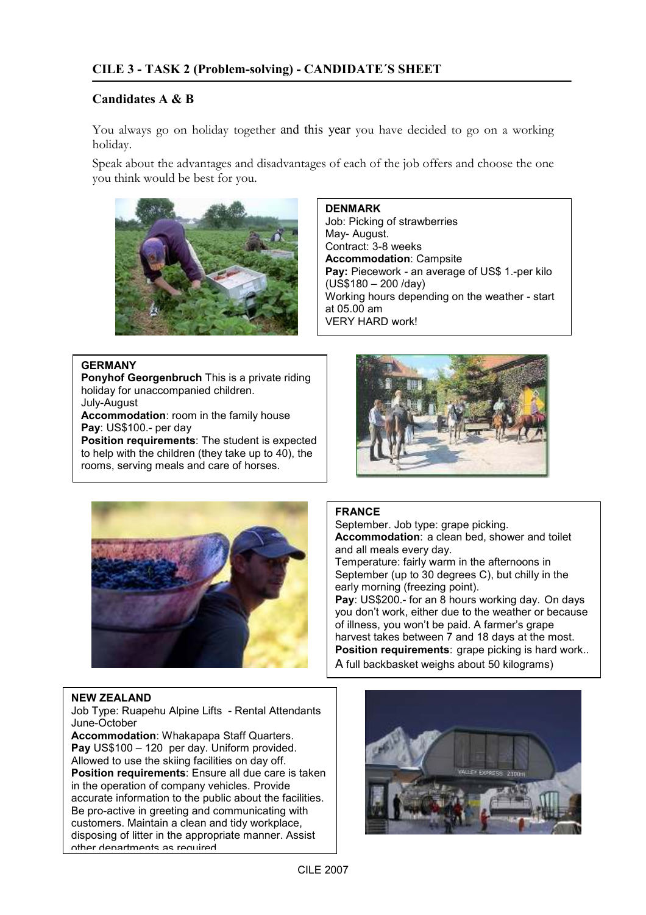## CILE 3 - TASK 2 (Problem-solving) - CANDIDATE´S SHEET

### Candidates A & B

You always go on holiday together and this year you have decided to go on a working holiday.

Speak about the advantages and disadvantages of each of the job offers and choose the one you think would be best for you.

**DENMARK**
Job: Picking of strawberries
May- August.
Contract: 3-8 weeks
**Accommodation**: Campsite
**Pay:** Piecework - an average of US$ 1.-per kilo (US$180 – 200 /day)
Working hours depending on the weather - start at 05.00 am
VERY HARD work!

**GERMANY**
**Ponyhof Georgenbruch** This is a private riding holiday for unaccompanied children.
July-August
**Accommodation**: room in the family house
**Pay**: US$100.- per day
**Position requirements**: The student is expected to help with the children (they take up to 40), the rooms, serving meals and care of horses.

**FRANCE**
September. Job type: grape picking.
**Accommodation**: a clean bed, shower and toilet and all meals every day.
Temperature: fairly warm in the afternoons in September (up to 30 degrees C), but chilly in the early morning (freezing point).
**Pay**: US$200.- for an 8 hours working day. On days you don't work, either due to the weather or because of illness, you won't be paid. A farmer's grape harvest takes between 7 and 18 days at the most.
**Position requirements**: grape picking is hard work.. A full backbasket weighs about 50 kilograms)

**NEW ZEALAND**
Job Type: Ruapehu Alpine Lifts - Rental Attendants
June-October
**Accommodation**: Whakapapa Staff Quarters.
**Pay** US$100 – 120 per day. Uniform provided. Allowed to use the skiing facilities on day off.
**Position requirements**: Ensure all due care is taken in the operation of company vehicles. Provide accurate information to the public about the facilities. Be pro-active in greeting and communicating with customers. Maintain a clean and tidy workplace, disposing of litter in the appropriate manner. Assist other departments as required.

CILE 2007